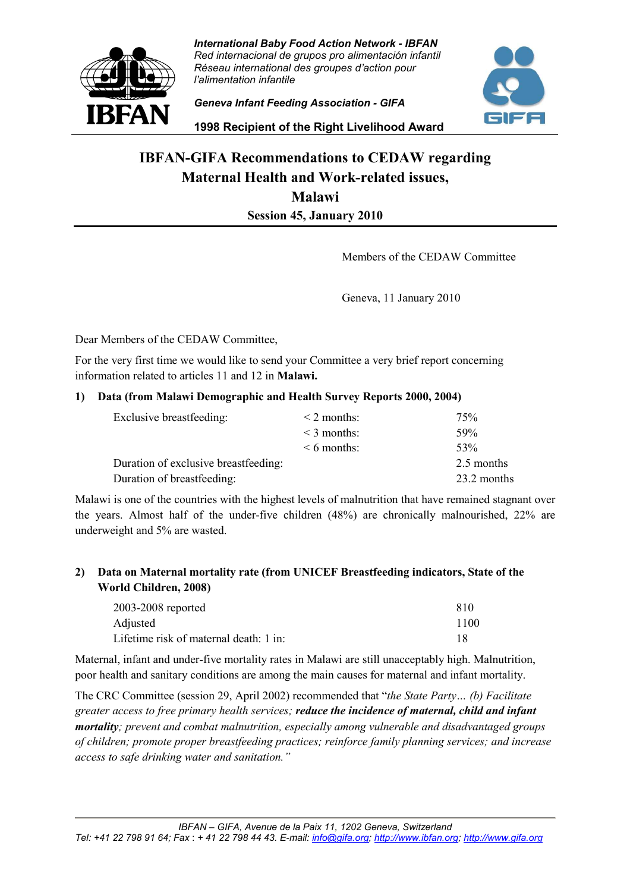International Baby Food Action Network - IBFAN
*Red internacional de grupos pro alimentación infantil*
*Réseau international des groupes d'action pour l'alimentation infantile*

**Geneva Infant Feeding Association - GIFA**

**1998 Recipient of the Right Livelihood Award**

# IBFAN-GIFA Recommendations to CEDAW regarding Maternal Health and Work-related issues, Malawi

## Session 45, January 2010

Members of the CEDAW Committee

Geneva, 11 January 2010

Dear Members of the CEDAW Committee,

For the very first time we would like to send your Committee a very brief report concerning information related to articles 11 and 12 in **Malawi.**

### 1) Data (from Malawi Demographic and Health Survey Reports 2000, 2004)

| | | |
|---|---|---|
| Exclusive breastfeeding: | < 2 months: | 75% |
| | < 3 months: | 59% |
| | < 6 months: | 53% |
| Duration of exclusive breastfeeding: | | 2.5 months |
| Duration of breastfeeding: | | 23.2 months |

Malawi is one of the countries with the highest levels of malnutrition that have remained stagnant over the years. Almost half of the under-five children (48%) are chronically malnourished, 22% are underweight and 5% are wasted.

### 2) Data on Maternal mortality rate (from UNICEF Breastfeeding indicators, State of the World Children, 2008)

| | |
|---|---|
| 2003-2008 reported | 810 |
| Adjusted | 1100 |
| Lifetime risk of maternal death: 1 in: | 18 |

Maternal, infant and under-five mortality rates in Malawi are still unacceptably high. Malnutrition, poor health and sanitary conditions are among the main causes for maternal and infant mortality.

The CRC Committee (session 29, April 2002) recommended that "*the State Party… (b) Facilitate greater access to free primary health services;* ***reduce the incidence of maternal, child and infant mortality****; prevent and combat malnutrition, especially among vulnerable and disadvantaged groups of children; promote proper breastfeeding practices; reinforce family planning services; and increase access to safe drinking water and sanitation.*"

*IBFAN – GIFA, Avenue de la Paix 11, 1202 Geneva, Switzerland*
*Tel: +41 22 798 91 64; Fax : + 41 22 798 44 43. E-mail: info@gifa.org; http://www.ibfan.org; http://www.gifa.org*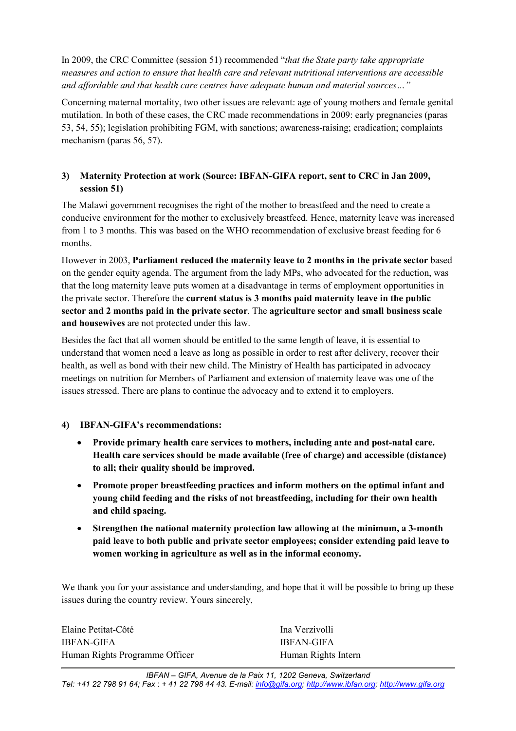In 2009, the CRC Committee (session 51) recommended "*that the State party take appropriate measures and action to ensure that health care and relevant nutritional interventions are accessible and affordable and that health care centres have adequate human and material sources…*"

Concerning maternal mortality, two other issues are relevant: age of young mothers and female genital mutilation. In both of these cases, the CRC made recommendations in 2009: early pregnancies (paras 53, 54, 55); legislation prohibiting FGM, with sanctions; awareness-raising; eradication; complaints mechanism (paras 56, 57).

### 3) Maternity Protection at work (Source: IBFAN-GIFA report, sent to CRC in Jan 2009, session 51)

The Malawi government recognises the right of the mother to breastfeed and the need to create a conducive environment for the mother to exclusively breastfeed. Hence, maternity leave was increased from 1 to 3 months. This was based on the WHO recommendation of exclusive breast feeding for 6 months.

However in 2003, **Parliament reduced the maternity leave to 2 months in the private sector** based on the gender equity agenda. The argument from the lady MPs, who advocated for the reduction, was that the long maternity leave puts women at a disadvantage in terms of employment opportunities in the private sector. Therefore the **current status is 3 months paid maternity leave in the public sector and 2 months paid in the private sector**. The **agriculture sector and small business scale and housewives** are not protected under this law.

Besides the fact that all women should be entitled to the same length of leave, it is essential to understand that women need a leave as long as possible in order to rest after delivery, recover their health, as well as bond with their new child. The Ministry of Health has participated in advocacy meetings on nutrition for Members of Parliament and extension of maternity leave was one of the issues stressed. There are plans to continue the advocacy and to extend it to employers.

### 4) IBFAN-GIFA's recommendations:

- **Provide primary health care services to mothers, including ante and post-natal care. Health care services should be made available (free of charge) and accessible (distance) to all; their quality should be improved.**
- **Promote proper breastfeeding practices and inform mothers on the optimal infant and young child feeding and the risks of not breastfeeding, including for their own health and child spacing.**
- **Strengthen the national maternity protection law allowing at the minimum, a 3-month paid leave to both public and private sector employees; consider extending paid leave to women working in agriculture as well as in the informal economy.**

We thank you for your assistance and understanding, and hope that it will be possible to bring up these issues during the country review. Yours sincerely,

Elaine Petitat-Côté
IBFAN-GIFA
Human Rights Programme Officer

Ina Verzivolli
IBFAN-GIFA
Human Rights Intern

*IBFAN – GIFA, Avenue de la Paix 11, 1202 Geneva, Switzerland*
*Tel: +41 22 798 91 64; Fax : + 41 22 798 44 43. E-mail: info@gifa.org; http://www.ibfan.org; http://www.gifa.org*